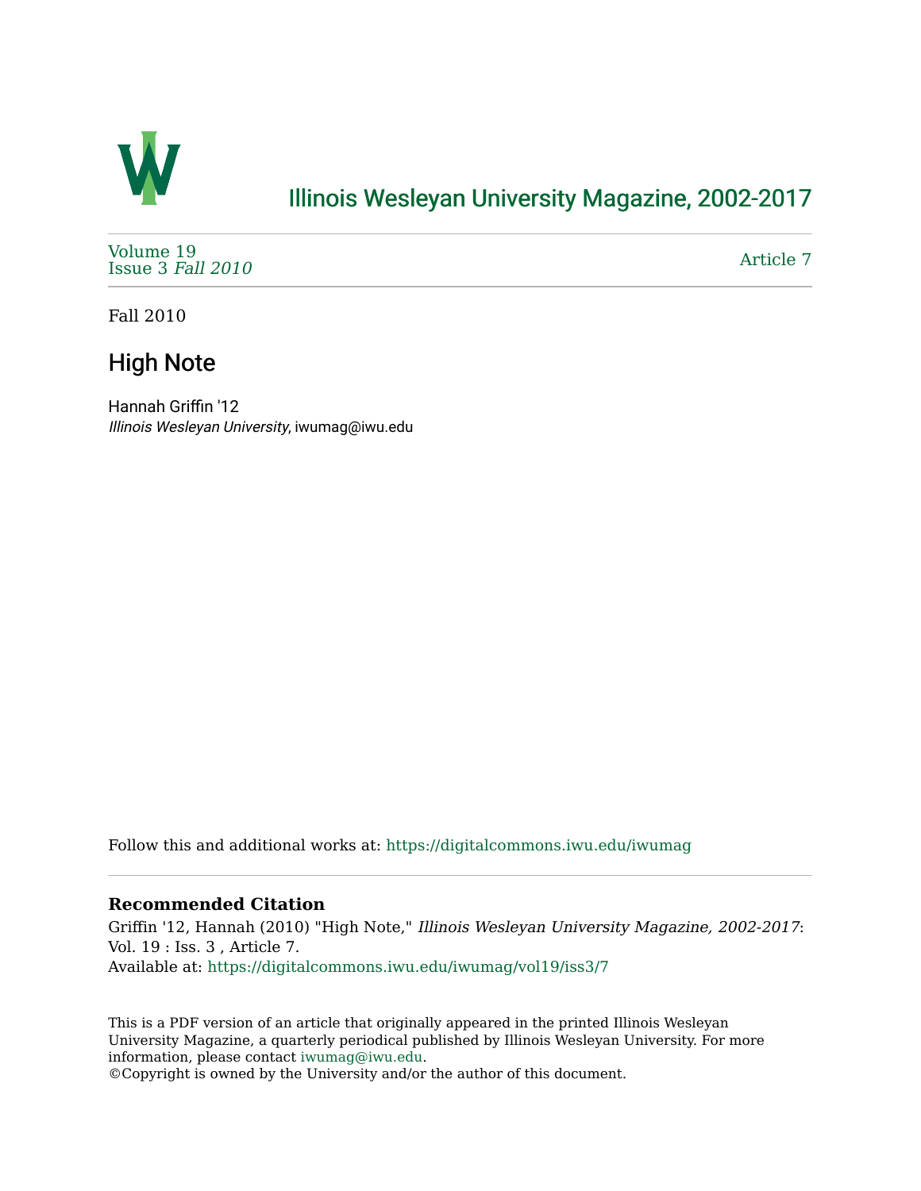Illinois Wesleyan University Magazine, 2002-2017

Volume 19
Issue 3 *Fall 2010*

Article 7

Fall 2010

# High Note

Hannah Griffin '12
*Illinois Wesleyan University*, iwumag@iwu.edu

Follow this and additional works at: https://digitalcommons.iwu.edu/iwumag

**Recommended Citation**
Griffin '12, Hannah (2010) "High Note," *Illinois Wesleyan University Magazine, 2002-2017*: Vol. 19 : Iss. 3 , Article 7.
Available at: https://digitalcommons.iwu.edu/iwumag/vol19/iss3/7

This is a PDF version of an article that originally appeared in the printed Illinois Wesleyan University Magazine, a quarterly periodical published by Illinois Wesleyan University. For more information, please contact iwumag@iwu.edu.
©Copyright is owned by the University and/or the author of this document.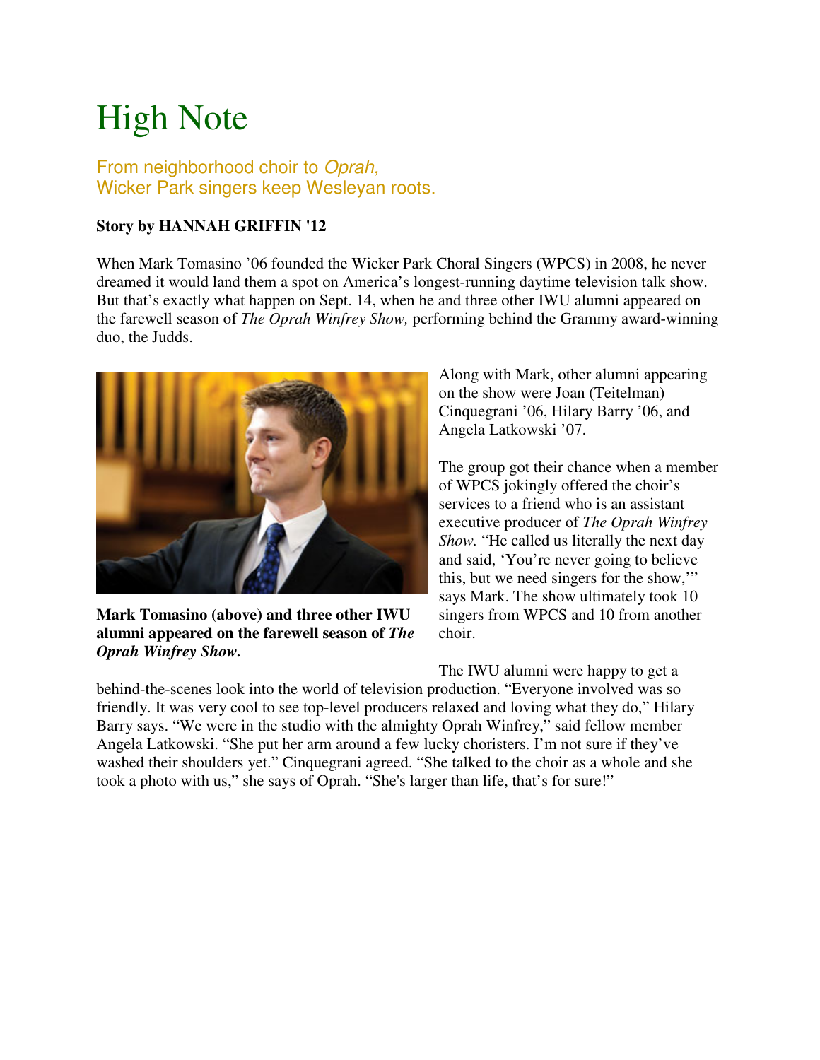# High Note

From neighborhood choir to *Oprah,*
Wicker Park singers keep Wesleyan roots.

**Story by HANNAH GRIFFIN '12**

When Mark Tomasino '06 founded the Wicker Park Choral Singers (WPCS) in 2008, he never dreamed it would land them a spot on America's longest-running daytime television talk show. But that's exactly what happen on Sept. 14, when he and three other IWU alumni appeared on the farewell season of *The Oprah Winfrey Show,* performing behind the Grammy award-winning duo, the Judds.

**Mark Tomasino (above) and three other IWU alumni appeared on the farewell season of *The Oprah Winfrey Show*.**

Along with Mark, other alumni appearing on the show were Joan (Teitelman) Cinquegrani '06, Hilary Barry '06, and Angela Latkowski '07.

The group got their chance when a member of WPCS jokingly offered the choir's services to a friend who is an assistant executive producer of *The Oprah Winfrey Show.* "He called us literally the next day and said, 'You're never going to believe this, but we need singers for the show,'" says Mark. The show ultimately took 10 singers from WPCS and 10 from another choir.

The IWU alumni were happy to get a behind-the-scenes look into the world of television production. "Everyone involved was so friendly. It was very cool to see top-level producers relaxed and loving what they do," Hilary Barry says. "We were in the studio with the almighty Oprah Winfrey," said fellow member Angela Latkowski. "She put her arm around a few lucky choristers. I'm not sure if they've washed their shoulders yet." Cinquegrani agreed. "She talked to the choir as a whole and she took a photo with us," she says of Oprah. "She's larger than life, that's for sure!"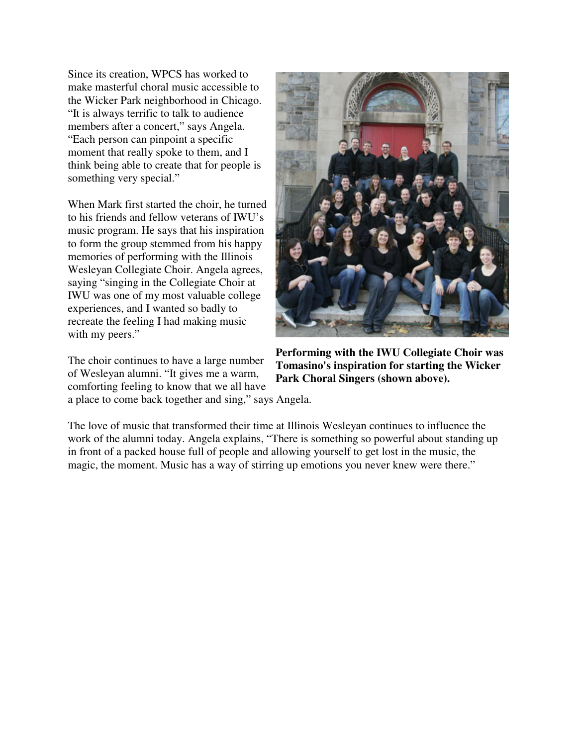Since its creation, WPCS has worked to make masterful choral music accessible to the Wicker Park neighborhood in Chicago. "It is always terrific to talk to audience members after a concert," says Angela. "Each person can pinpoint a specific moment that really spoke to them, and I think being able to create that for people is something very special."

When Mark first started the choir, he turned to his friends and fellow veterans of IWU's music program. He says that his inspiration to form the group stemmed from his happy memories of performing with the Illinois Wesleyan Collegiate Choir. Angela agrees, saying "singing in the Collegiate Choir at IWU was one of my most valuable college experiences, and I wanted so badly to recreate the feeling I had making music with my peers."

**Performing with the IWU Collegiate Choir was Tomasino's inspiration for starting the Wicker Park Choral Singers (shown above).**

The choir continues to have a large number of Wesleyan alumni. "It gives me a warm, comforting feeling to know that we all have a place to come back together and sing," says Angela.

The love of music that transformed their time at Illinois Wesleyan continues to influence the work of the alumni today. Angela explains, "There is something so powerful about standing up in front of a packed house full of people and allowing yourself to get lost in the music, the magic, the moment. Music has a way of stirring up emotions you never knew were there."